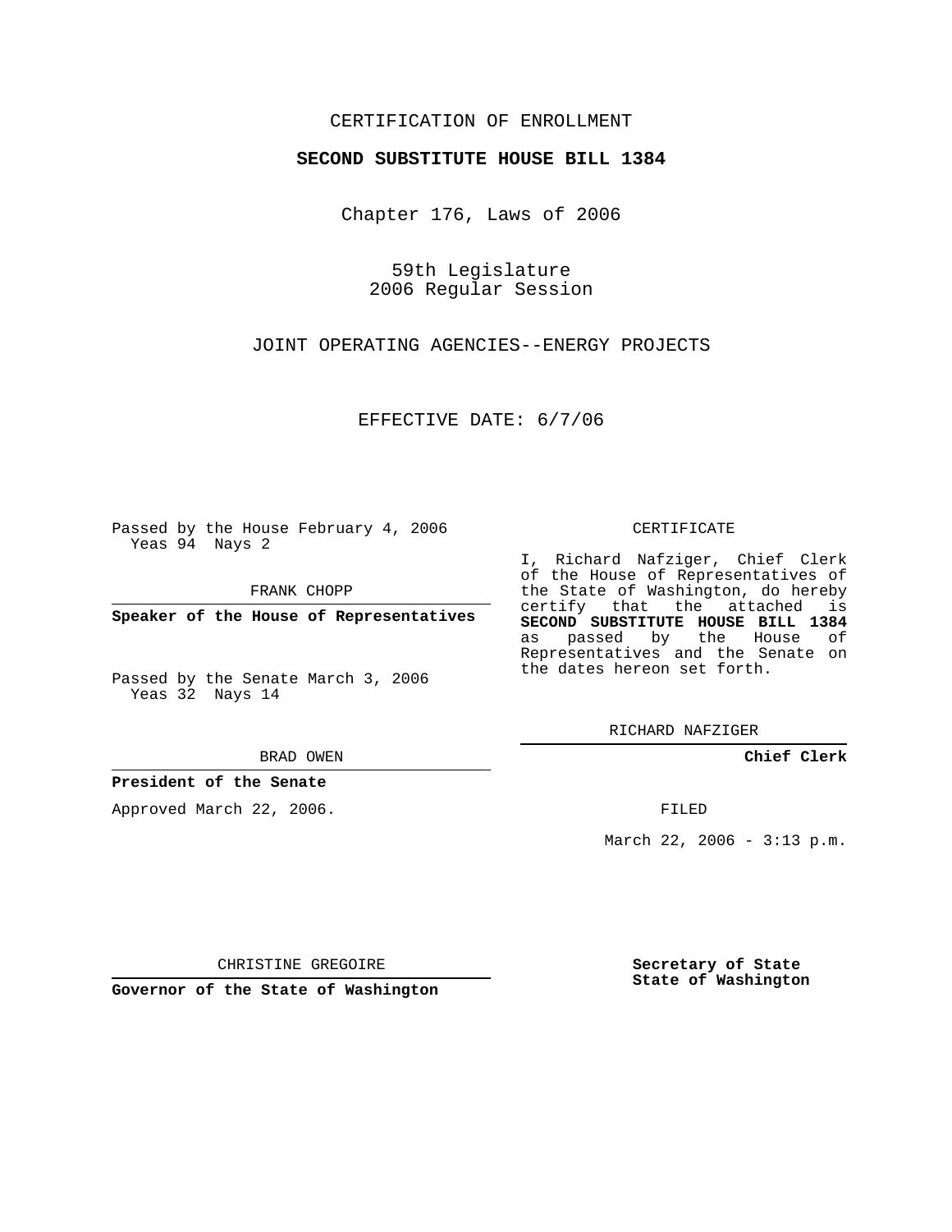CERTIFICATION OF ENROLLMENT

**SECOND SUBSTITUTE HOUSE BILL 1384**

Chapter 176, Laws of 2006

59th Legislature
2006 Regular Session

JOINT OPERATING AGENCIES--ENERGY PROJECTS

EFFECTIVE DATE: 6/7/06

Passed by the House February 4, 2006
Yeas 94 Nays 2

FRANK CHOPP

**Speaker of the House of Representatives**

Passed by the Senate March 3, 2006
Yeas 32 Nays 14

BRAD OWEN

**President of the Senate**

Approved March 22, 2006.

CHRISTINE GREGOIRE

**Governor of the State of Washington**

CERTIFICATE

I, Richard Nafziger, Chief Clerk of the House of Representatives of the State of Washington, do hereby certify that the attached is **SECOND SUBSTITUTE HOUSE BILL 1384** as passed by the House of Representatives and the Senate on the dates hereon set forth.

RICHARD NAFZIGER

**Chief Clerk**

FILED

March 22, 2006 - 3:13 p.m.

**Secretary of State**
**State of Washington**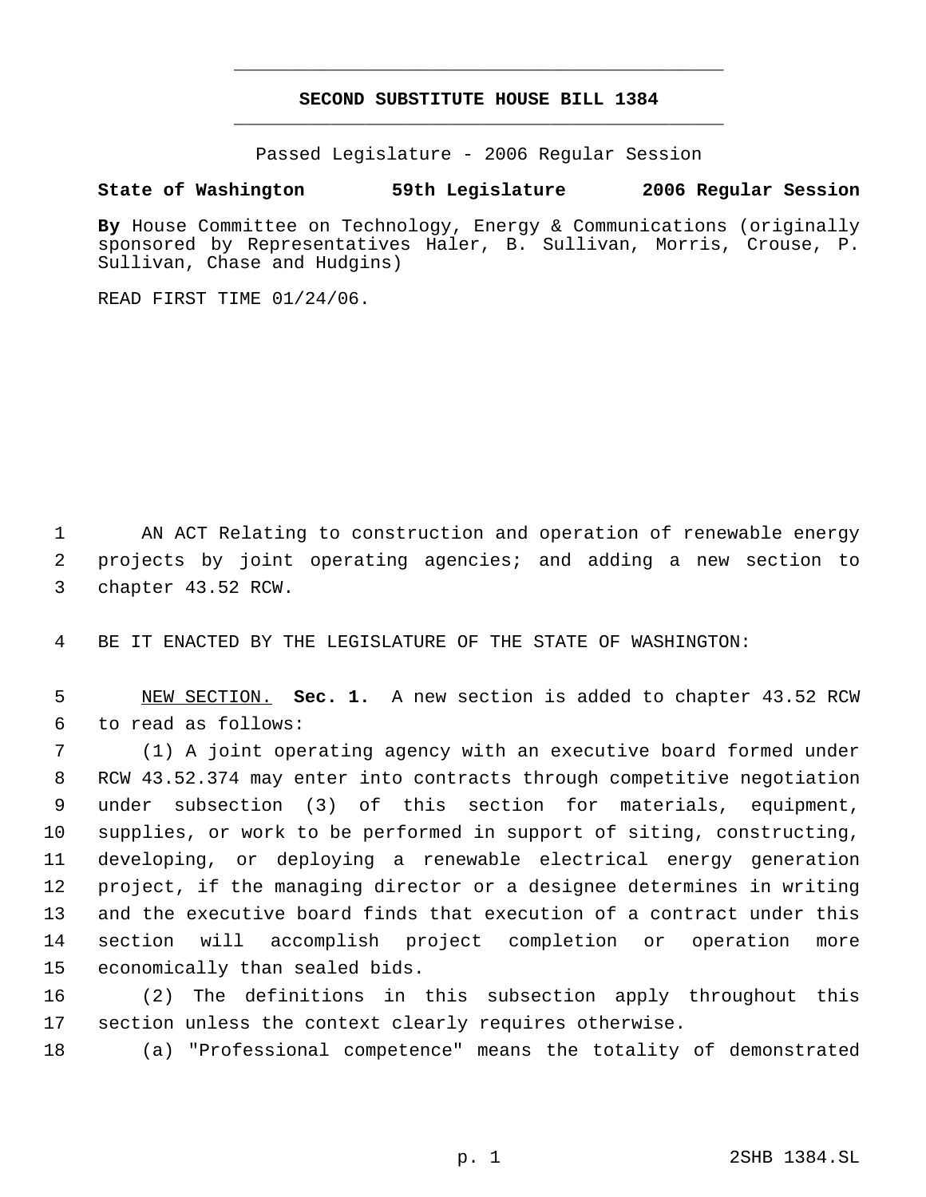# SECOND SUBSTITUTE HOUSE BILL 1384

Passed Legislature - 2006 Regular Session

**State of Washington 59th Legislature 2006 Regular Session**

**By** House Committee on Technology, Energy & Communications (originally sponsored by Representatives Haler, B. Sullivan, Morris, Crouse, P. Sullivan, Chase and Hudgins)

READ FIRST TIME 01/24/06.

AN ACT Relating to construction and operation of renewable energy projects by joint operating agencies; and adding a new section to chapter 43.52 RCW.

BE IT ENACTED BY THE LEGISLATURE OF THE STATE OF WASHINGTON:

NEW SECTION. **Sec. 1.** A new section is added to chapter 43.52 RCW to read as follows:

(1) A joint operating agency with an executive board formed under RCW 43.52.374 may enter into contracts through competitive negotiation under subsection (3) of this section for materials, equipment, supplies, or work to be performed in support of siting, constructing, developing, or deploying a renewable electrical energy generation project, if the managing director or a designee determines in writing and the executive board finds that execution of a contract under this section will accomplish project completion or operation more economically than sealed bids.

(2) The definitions in this subsection apply throughout this section unless the context clearly requires otherwise.

(a) "Professional competence" means the totality of demonstrated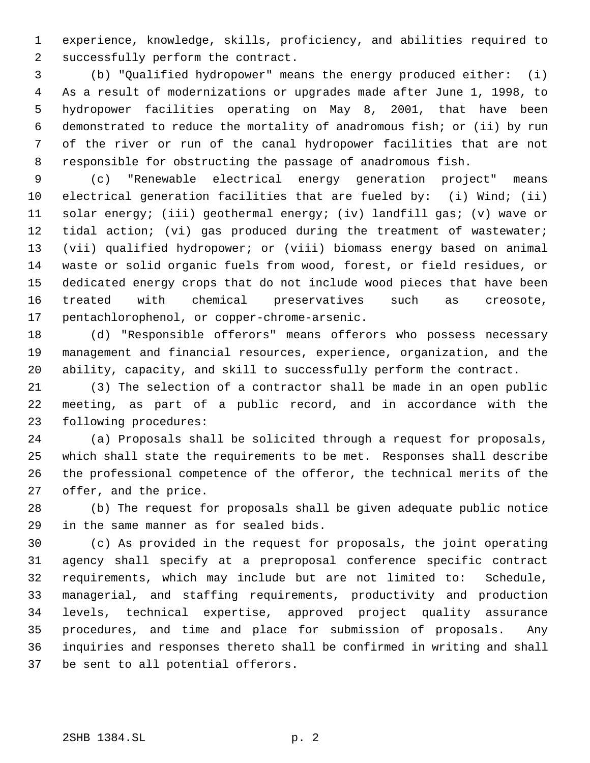experience, knowledge, skills, proficiency, and abilities required to successfully perform the contract.

(b) "Qualified hydropower" means the energy produced either: (i) As a result of modernizations or upgrades made after June 1, 1998, to hydropower facilities operating on May 8, 2001, that have been demonstrated to reduce the mortality of anadromous fish; or (ii) by run of the river or run of the canal hydropower facilities that are not responsible for obstructing the passage of anadromous fish.

(c) "Renewable electrical energy generation project" means electrical generation facilities that are fueled by: (i) Wind; (ii) solar energy; (iii) geothermal energy; (iv) landfill gas; (v) wave or tidal action; (vi) gas produced during the treatment of wastewater; (vii) qualified hydropower; or (viii) biomass energy based on animal waste or solid organic fuels from wood, forest, or field residues, or dedicated energy crops that do not include wood pieces that have been treated with chemical preservatives such as creosote, pentachlorophenol, or copper-chrome-arsenic.

(d) "Responsible offerors" means offerors who possess necessary management and financial resources, experience, organization, and the ability, capacity, and skill to successfully perform the contract.

(3) The selection of a contractor shall be made in an open public meeting, as part of a public record, and in accordance with the following procedures:

(a) Proposals shall be solicited through a request for proposals, which shall state the requirements to be met. Responses shall describe the professional competence of the offeror, the technical merits of the offer, and the price.

(b) The request for proposals shall be given adequate public notice in the same manner as for sealed bids.

(c) As provided in the request for proposals, the joint operating agency shall specify at a preproposal conference specific contract requirements, which may include but are not limited to: Schedule, managerial, and staffing requirements, productivity and production levels, technical expertise, approved project quality assurance procedures, and time and place for submission of proposals. Any inquiries and responses thereto shall be confirmed in writing and shall be sent to all potential offerors.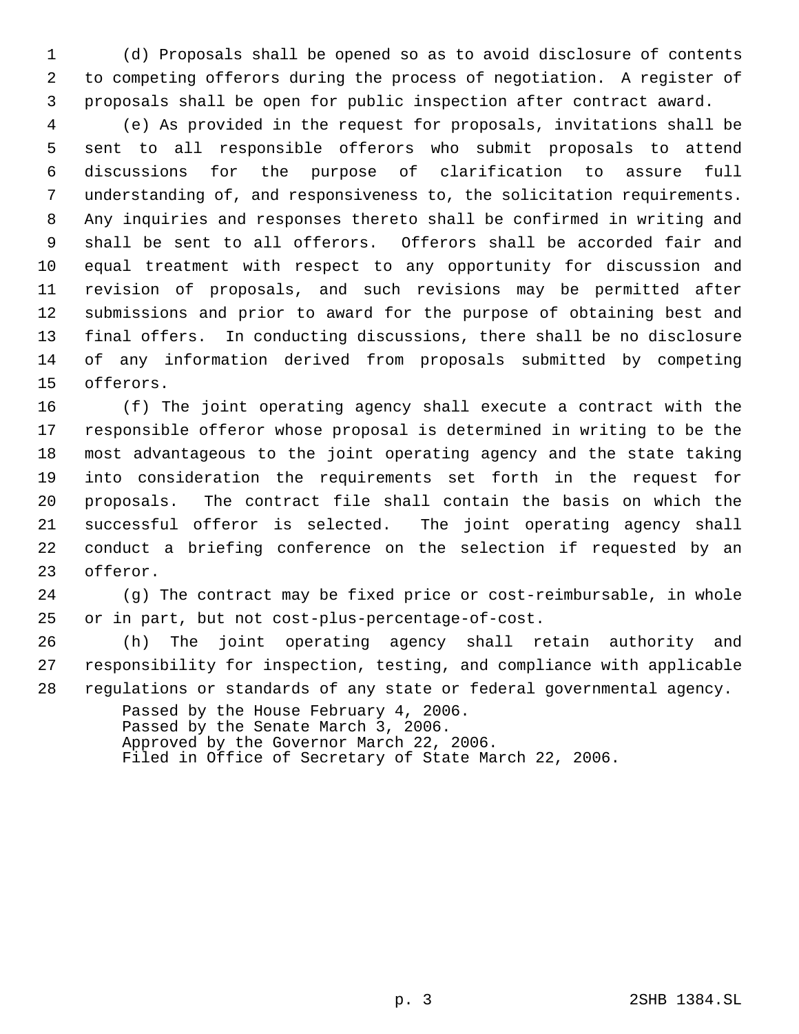(d) Proposals shall be opened so as to avoid disclosure of contents to competing offerors during the process of negotiation. A register of proposals shall be open for public inspection after contract award.

(e) As provided in the request for proposals, invitations shall be sent to all responsible offerors who submit proposals to attend discussions for the purpose of clarification to assure full understanding of, and responsiveness to, the solicitation requirements. Any inquiries and responses thereto shall be confirmed in writing and shall be sent to all offerors. Offerors shall be accorded fair and equal treatment with respect to any opportunity for discussion and revision of proposals, and such revisions may be permitted after submissions and prior to award for the purpose of obtaining best and final offers. In conducting discussions, there shall be no disclosure of any information derived from proposals submitted by competing offerors.

(f) The joint operating agency shall execute a contract with the responsible offeror whose proposal is determined in writing to be the most advantageous to the joint operating agency and the state taking into consideration the requirements set forth in the request for proposals. The contract file shall contain the basis on which the successful offeror is selected. The joint operating agency shall conduct a briefing conference on the selection if requested by an offeror.

(g) The contract may be fixed price or cost-reimbursable, in whole or in part, but not cost-plus-percentage-of-cost.

(h) The joint operating agency shall retain authority and responsibility for inspection, testing, and compliance with applicable regulations or standards of any state or federal governmental agency.

Passed by the House February 4, 2006.
Passed by the Senate March 3, 2006.
Approved by the Governor March 22, 2006.
Filed in Office of Secretary of State March 22, 2006.